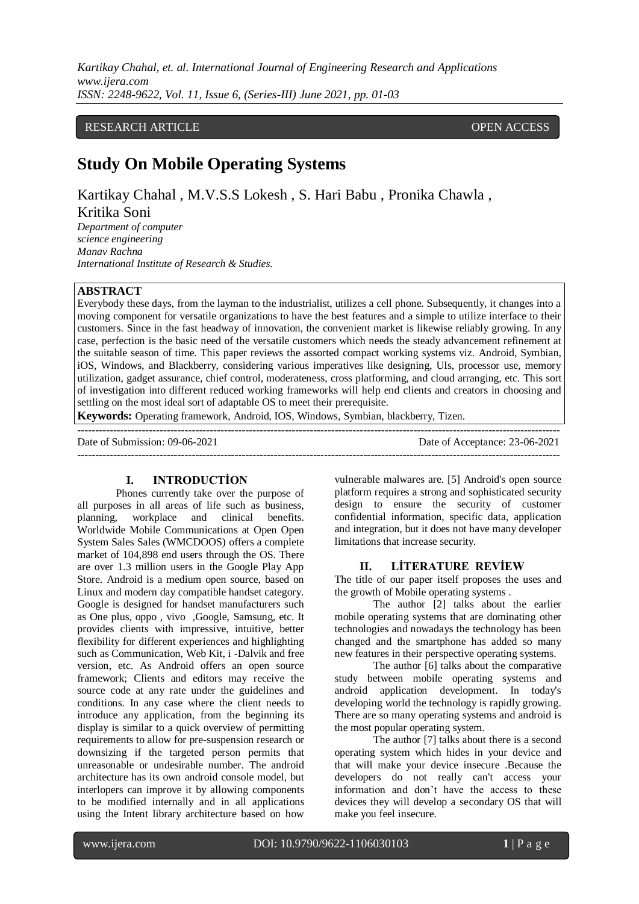RESEARCH ARTICLE OPEN ACCESS

# Study On Mobile Operating Systems

Kartikay Chahal , M.V.S.S Lokesh , S. Hari Babu , Pronika Chawla , Kritika Soni

*Department of computer science engineering Manav Rachna International Institute of Research & Studies.*

**ABSTRACT**

Everybody these days, from the layman to the industrialist, utilizes a cell phone. Subsequently, it changes into a moving component for versatile organizations to have the best features and a simple to utilize interface to their customers. Since in the fast headway of innovation, the convenient market is likewise reliably growing. In any case, perfection is the basic need of the versatile customers which needs the steady advancement refinement at the suitable season of time. This paper reviews the assorted compact working systems viz. Android, Symbian, iOS, Windows, and Blackberry, considering various imperatives like designing, UIs, processor use, memory utilization, gadget assurance, chief control, moderateness, cross platforming, and cloud arranging, etc. This sort of investigation into different reduced working frameworks will help end clients and creators in choosing and settling on the most ideal sort of adaptable OS to meet their prerequisite.

**Keywords:** Operating framework, Android, IOS, Windows, Symbian, blackberry, Tizen.

Date of Submission: 09-06-2021 Date of Acceptance: 23-06-2021

## I. INTRODUCTİON

Phones currently take over the purpose of all purposes in all areas of life such as business, planning, workplace and clinical benefits. Worldwide Mobile Communications at Open Open System Sales Sales (WMCDOOS) offers a complete market of 104,898 end users through the OS. There are over 1.3 million users in the Google Play App Store. Android is a medium open source, based on Linux and modern day compatible handset category. Google is designed for handset manufacturers such as One plus, oppo , vivo ,Google, Samsung, etc. It provides clients with impressive, intuitive, better flexibility for different experiences and highlighting such as Communication, Web Kit, i -Dalvik and free version, etc. As Android offers an open source framework; Clients and editors may receive the source code at any rate under the guidelines and conditions. In any case where the client needs to introduce any application, from the beginning its display is similar to a quick overview of permitting requirements to allow for pre-suspension research or downsizing if the targeted person permits that unreasonable or undesirable number. The android architecture has its own android console model, but interlopers can improve it by allowing components to be modified internally and in all applications using the Intent library architecture based on how vulnerable malwares are. [5] Android's open source platform requires a strong and sophisticated security design to ensure the security of customer confidential information, specific data, application and integration, but it does not have many developer limitations that increase security.

## II. LİTERATURE REVİEW

The title of our paper itself proposes the uses and the growth of Mobile operating systems .

The author [2] talks about the earlier mobile operating systems that are dominating other technologies and nowadays the technology has been changed and the smartphone has added so many new features in their perspective operating systems.

The author [6] talks about the comparative study between mobile operating systems and android application development. In today's developing world the technology is rapidly growing. There are so many operating systems and android is the most popular operating system.

The author [7] talks about there is a second operating system which hides in your device and that will make your device insecure .Because the developers do not really can't access your information and don't have the access to these devices they will develop a secondary OS that will make you feel insecure.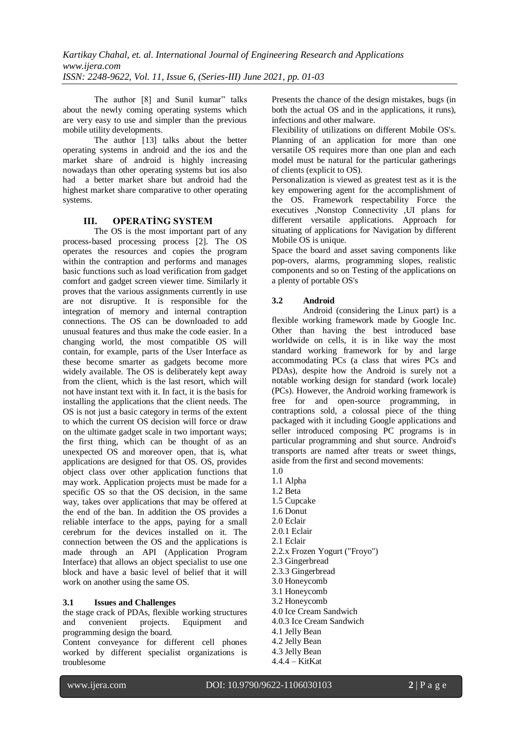The author [8] and Sunil kumar" talks about the newly coming operating systems which are very easy to use and simpler than the previous mobile utility developments.

The author [13] talks about the better operating systems in android and the ios and the market share of android is highly increasing nowadays than other operating systems but ios also had a better market share but android had the highest market share comparative to other operating systems.

## III. OPERATİNG SYSTEM

The OS is the most important part of any process-based processing process [2]. The OS operates the resources and copies the program within the contraption and performs and manages basic functions such as load verification from gadget comfort and gadget screen viewer time. Similarly it proves that the various assignments currently in use are not disruptive. It is responsible for the integration of memory and internal contraption connections. The OS can be downloaded to add unusual features and thus make the code easier. In a changing world, the most compatible OS will contain, for example, parts of the User Interface as these become smarter as gadgets become more widely available. The OS is deliberately kept away from the client, which is the last resort, which will not have instant text with it. In fact, it is the basis for installing the applications that the client needs. The OS is not just a basic category in terms of the extent to which the current OS decision will force or draw on the ultimate gadget scale in two important ways; the first thing, which can be thought of as an unexpected OS and moreover open, that is, what applications are designed for that OS. OS, provides object class over other application functions that may work. Application projects must be made for a specific OS so that the OS decision, in the same way, takes over applications that may be offered at the end of the ban. In addition the OS provides a reliable interface to the apps, paying for a small cerebrum for the devices installed on it. The connection between the OS and the applications is made through an API (Application Program Interface) that allows an object specialist to use one block and have a basic level of belief that it will work on another using the same OS.

### 3.1 Issues and Challenges

the stage crack of PDAs, flexible working structures and convenient projects. Equipment and programming design the board.

Content conveyance for different cell phones worked by different specialist organizations is troublesome

Presents the chance of the design mistakes, bugs (in both the actual OS and in the applications, it runs), infections and other malware.

Flexibility of utilizations on different Mobile OS's. Planning of an application for more than one versatile OS requires more than one plan and each model must be natural for the particular gatherings of clients (explicit to OS).

Personalization is viewed as greatest test as it is the key empowering agent for the accomplishment of the OS. Framework respectability Force the executives ,Nonstop Connectivity ,UI plans for different versatile applications. Approach for situating of applications for Navigation by different Mobile OS is unique.

Space the board and asset saving components like pop-overs, alarms, programming slopes, realistic components and so on Testing of the applications on a plenty of portable OS's

### 3.2 Android

Android (considering the Linux part) is a flexible working framework made by Google Inc. Other than having the best introduced base worldwide on cells, it is in like way the most standard working framework for by and large accommodating PCs (a class that wires PCs and PDAs), despite how the Android is surely not a notable working design for standard (work locale) (PCs). However, the Android working framework is free for and open-source programming, in contraptions sold, a colossal piece of the thing packaged with it including Google applications and seller introduced composing PC programs is in particular programming and shut source. Android's transports are named after treats or sweet things, aside from the first and second movements:

1.0
1.1 Alpha
1.2 Beta
1.5 Cupcake
1.6 Donut
2.0 Eclair
2.0.1 Eclair
2.1 Eclair
2.2.x Frozen Yogurt ("Froyo")
2.3 Gingerbread
2.3.3 Gingerbread
3.0 Honeycomb
3.1 Honeycomb
3.2 Honeycomb
4.0 Ice Cream Sandwich
4.0.3 Ice Cream Sandwich
4.1 Jelly Bean
4.2 Jelly Bean
4.3 Jelly Bean
4.4.4 – KitKat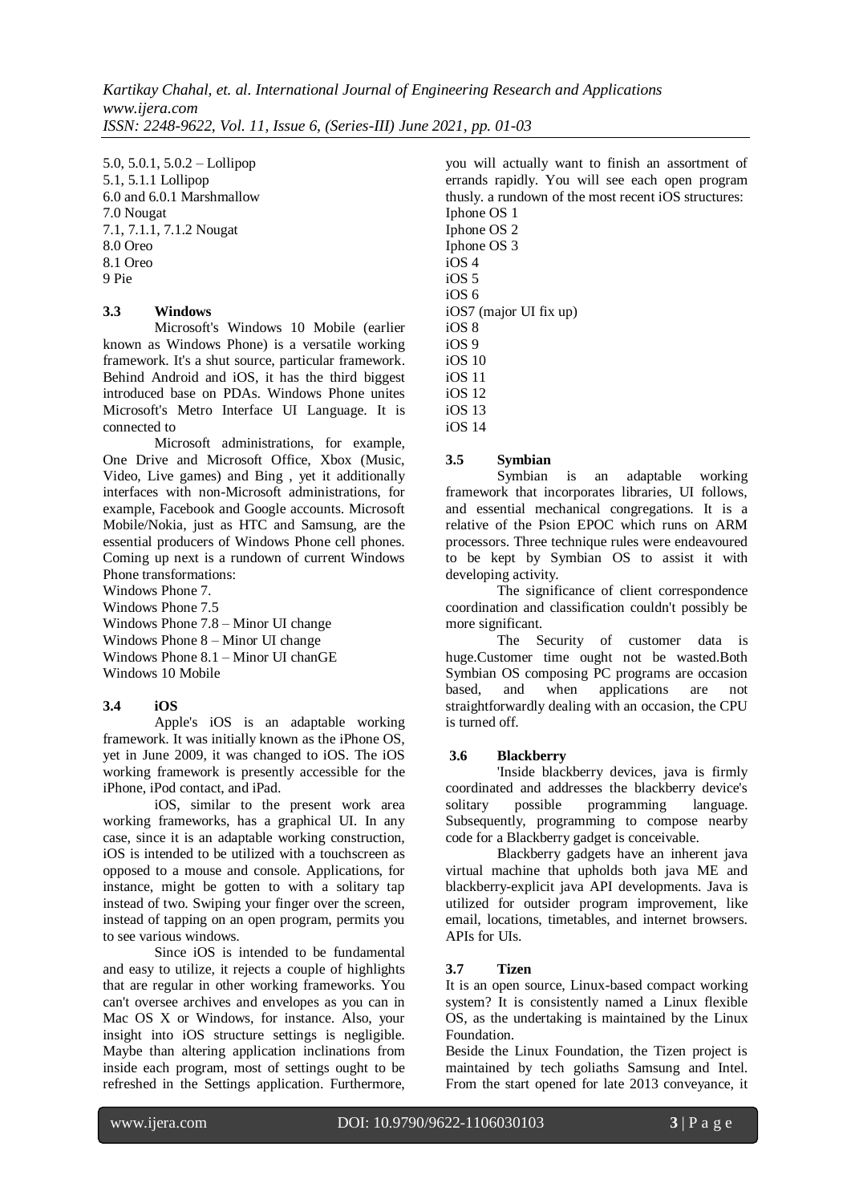5.0, 5.0.1, 5.0.2 – Lollipop
5.1, 5.1.1 Lollipop
6.0 and 6.0.1 Marshmallow
7.0 Nougat
7.1, 7.1.1, 7.1.2 Nougat
8.0 Oreo
8.1 Oreo
9 Pie

### 3.3 Windows

Microsoft's Windows 10 Mobile (earlier known as Windows Phone) is a versatile working framework. It's a shut source, particular framework. Behind Android and iOS, it has the third biggest introduced base on PDAs. Windows Phone unites Microsoft's Metro Interface UI Language. It is connected to

Microsoft administrations, for example, One Drive and Microsoft Office, Xbox (Music, Video, Live games) and Bing , yet it additionally interfaces with non-Microsoft administrations, for example, Facebook and Google accounts. Microsoft Mobile/Nokia, just as HTC and Samsung, are the essential producers of Windows Phone cell phones. Coming up next is a rundown of current Windows Phone transformations:

Windows Phone 7.
Windows Phone 7.5
Windows Phone 7.8 – Minor UI change
Windows Phone 8 – Minor UI change
Windows Phone 8.1 – Minor UI chanGE
Windows 10 Mobile

### 3.4 iOS

Apple's iOS is an adaptable working framework. It was initially known as the iPhone OS, yet in June 2009, it was changed to iOS. The iOS working framework is presently accessible for the iPhone, iPod contact, and iPad.

iOS, similar to the present work area working frameworks, has a graphical UI. In any case, since it is an adaptable working construction, iOS is intended to be utilized with a touchscreen as opposed to a mouse and console. Applications, for instance, might be gotten to with a solitary tap instead of two. Swiping your finger over the screen, instead of tapping on an open program, permits you to see various windows.

Since iOS is intended to be fundamental and easy to utilize, it rejects a couple of highlights that are regular in other working frameworks. You can't oversee archives and envelopes as you can in Mac OS X or Windows, for instance. Also, your insight into iOS structure settings is negligible. Maybe than altering application inclinations from inside each program, most of settings ought to be refreshed in the Settings application. Furthermore, you will actually want to finish an assortment of errands rapidly. You will see each open program thusly. a rundown of the most recent iOS structures:

Iphone OS 1
Iphone OS 2
Iphone OS 3
iOS 4
iOS 5
iOS 6
iOS7 (major UI fix up)
iOS 8
iOS 9
iOS 10
iOS 11
iOS 12
iOS 13
iOS 14

### 3.5 Symbian

Symbian is an adaptable working framework that incorporates libraries, UI follows, and essential mechanical congregations. It is a relative of the Psion EPOC which runs on ARM processors. Three technique rules were endeavoured to be kept by Symbian OS to assist it with developing activity.

The significance of client correspondence coordination and classification couldn't possibly be more significant.

The Security of customer data is huge.Customer time ought not be wasted.Both Symbian OS composing PC programs are occasion based, and when applications are not straightforwardly dealing with an occasion, the CPU is turned off.

### 3.6 Blackberry

'Inside blackberry devices, java is firmly coordinated and addresses the blackberry device's solitary possible programming language. Subsequently, programming to compose nearby code for a Blackberry gadget is conceivable.

Blackberry gadgets have an inherent java virtual machine that upholds both java ME and blackberry-explicit java API developments. Java is utilized for outsider program improvement, like email, locations, timetables, and internet browsers. APIs for UIs.

### 3.7 Tizen

It is an open source, Linux-based compact working system? It is consistently named a Linux flexible OS, as the undertaking is maintained by the Linux Foundation.

Beside the Linux Foundation, the Tizen project is maintained by tech goliaths Samsung and Intel. From the start opened for late 2013 conveyance, it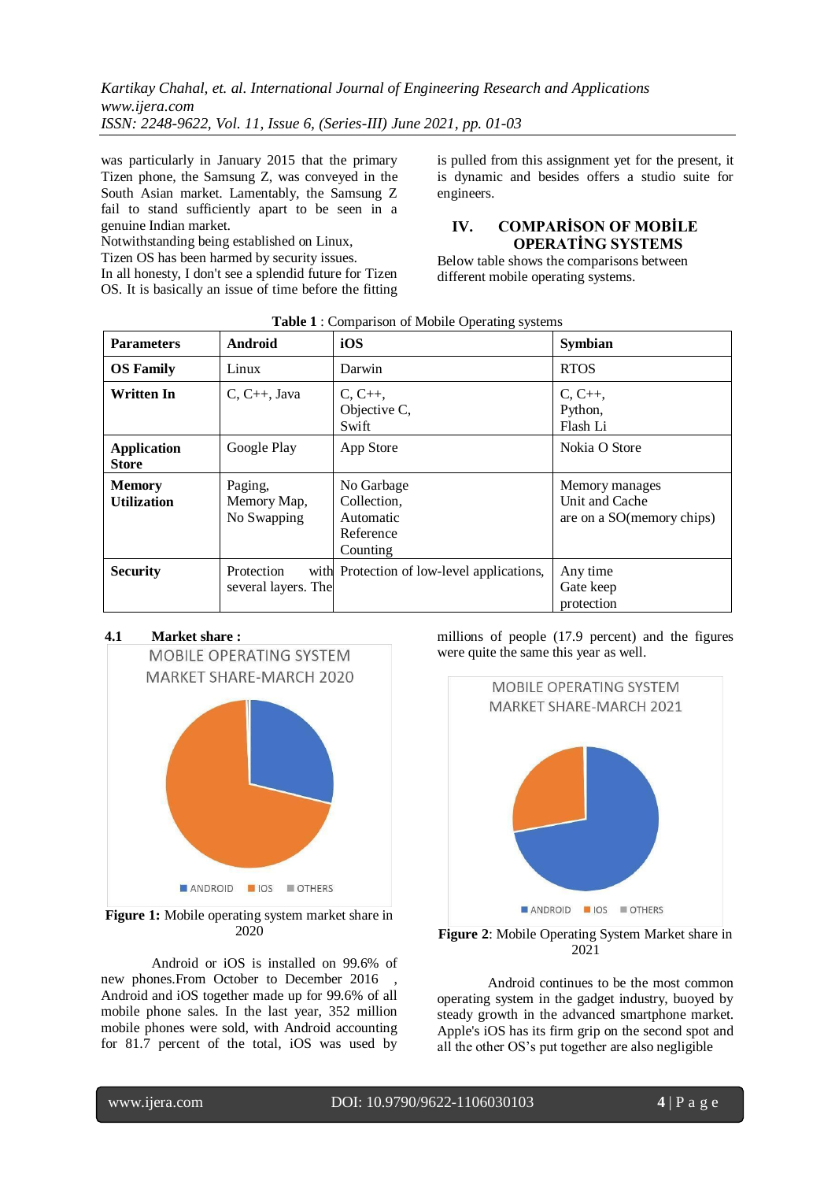was particularly in January 2015 that the primary Tizen phone, the Samsung Z, was conveyed in the South Asian market. Lamentably, the Samsung Z fail to stand sufficiently apart to be seen in a genuine Indian market.

Notwithstanding being established on Linux, Tizen OS has been harmed by security issues.

In all honesty, I don't see a splendid future for Tizen OS. It is basically an issue of time before the fitting is pulled from this assignment yet for the present, it is dynamic and besides offers a studio suite for engineers.

## IV. COMPARİSON OF MOBİLE OPERATİNG SYSTEMS

Below table shows the comparisons between different mobile operating systems.

**Table 1** : Comparison of Mobile Operating systems

| Parameters | Android | iOS | Symbian |
|---|---|---|---|
| **OS Family** | Linux | Darwin | RTOS |
| **Written In** | C, C++, Java | C, C++, Objective C, Swift | C, C++, Python, Flash Li |
| **Application Store** | Google Play | App Store | Nokia O Store |
| **Memory Utilization** | Paging, Memory Map, No Swapping | No Garbage Collection, Automatic Reference Counting | Memory manages Unit and Cache are on a SO(memory chips) |
| **Security** | Protection with several layers. The | Protection of low-level applications, | Any time Gate keep protection |

### 4.1 Market share :

MOBILE OPERATING SYSTEM MARKET SHARE-MARCH 2020

ANDROID IOS OTHERS

**Figure 1:** Mobile operating system market share in 2020

Android or iOS is installed on 99.6% of new phones.From October to December 2016 , Android and iOS together made up for 99.6% of all mobile phone sales. In the last year, 352 million mobile phones were sold, with Android accounting for 81.7 percent of the total, iOS was used by millions of people (17.9 percent) and the figures were quite the same this year as well.

MOBILE OPERATING SYSTEM MARKET SHARE-MARCH 2021

ANDROID IOS OTHERS

**Figure 2**: Mobile Operating System Market share in 2021

Android continues to be the most common operating system in the gadget industry, buoyed by steady growth in the advanced smartphone market. Apple's iOS has its firm grip on the second spot and all the other OS's put together are also negligible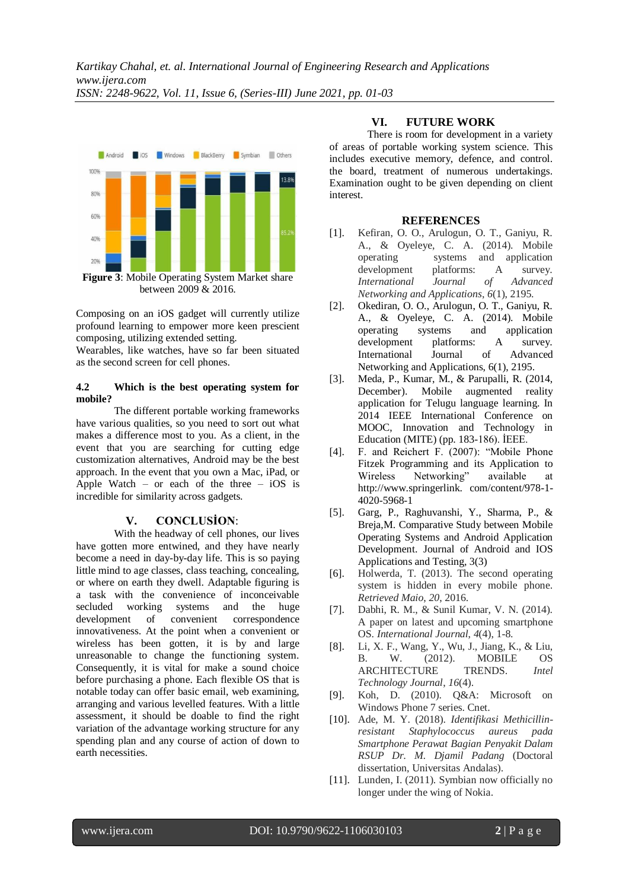Figure 3: Mobile Operating System Market share between 2009 & 2016.

Composing on an iOS gadget will currently utilize profound learning to empower more keen prescient composing, utilizing extended setting.
Wearables, like watches, have so far been situated as the second screen for cell phones.

### 4.2 Which is the best operating system for mobile?

The different portable working frameworks have various qualities, so you need to sort out what makes a difference most to you. As a client, in the event that you are searching for cutting edge customization alternatives, Android may be the best approach. In the event that you own a Mac, iPad, or Apple Watch – or each of the three – iOS is incredible for similarity across gadgets.

## V. CONCLUSİON:

With the headway of cell phones, our lives have gotten more entwined, and they have nearly become a need in day-by-day life. This is so paying little mind to age classes, class teaching, concealing, or where on earth they dwell. Adaptable figuring is a task with the convenience of inconceivable secluded working systems and the huge development of convenient correspondence innovativeness. At the point when a convenient or wireless has been gotten, it is by and large unreasonable to change the functioning system. Consequently, it is vital for make a sound choice before purchasing a phone. Each flexible OS that is notable today can offer basic email, web examining, arranging and various levelled features. With a little assessment, it should be doable to find the right variation of the advantage working structure for any spending plan and any course of action of down to earth necessities.

## VI. FUTURE WORK

There is room for development in a variety of areas of portable working system science. This includes executive memory, defence, and control. the board, treatment of numerous undertakings. Examination ought to be given depending on client interest.

## REFERENCES

[1]. Kefiran, O. O., Arulogun, O. T., Ganiyu, R. A., & Oyeleye, C. A. (2014). Mobile operating systems and application development platforms: A survey. *International Journal of Advanced Networking and Applications*, *6*(1), 2195.

[2]. Okediran, O. O., Arulogun, O. T., Ganiyu, R. A., & Oyeleye, C. A. (2014). Mobile operating systems and application development platforms: A survey. International Journal of Advanced Networking and Applications, 6(1), 2195.

[3]. Meda, P., Kumar, M., & Parupalli, R. (2014, December). Mobile augmented reality application for Telugu language learning. In 2014 IEEE International Conference on MOOC, Innovation and Technology in Education (MITE) (pp. 183-186). İEEE.

[4]. F. and Reichert F. (2007): "Mobile Phone Fitzek Programming and its Application to Wireless Networking" available at http://www.springerlink. com/content/978-1-4020-5968-1

[5]. Garg, P., Raghuvanshi, Y., Sharma, P., & Breja,M. Comparative Study between Mobile Operating Systems and Android Application Development. Journal of Android and IOS Applications and Testing, 3(3)

[6]. Holwerda, T. (2013). The second operating system is hidden in every mobile phone. *Retrieved Maio*, *20*, 2016.

[7]. Dabhi, R. M., & Sunil Kumar, V. N. (2014). A paper on latest and upcoming smartphone OS. *International Journal*, *4*(4), 1-8.

[8]. Li, X. F., Wang, Y., Wu, J., Jiang, K., & Liu, B. W. (2012). MOBILE OS ARCHITECTURE TRENDS. *Intel Technology Journal*, *16*(4).

[9]. Koh, D. (2010). Q&A: Microsoft on Windows Phone 7 series. Cnet.

[10]. Ade, M. Y. (2018). *Identifikasi Methicillin-resistant Staphylococcus aureus pada Smartphone Perawat Bagian Penyakit Dalam RSUP Dr. M. Djamil Padang* (Doctoral dissertation, Universitas Andalas).

[11]. Lunden, I. (2011). Symbian now officially no longer under the wing of Nokia.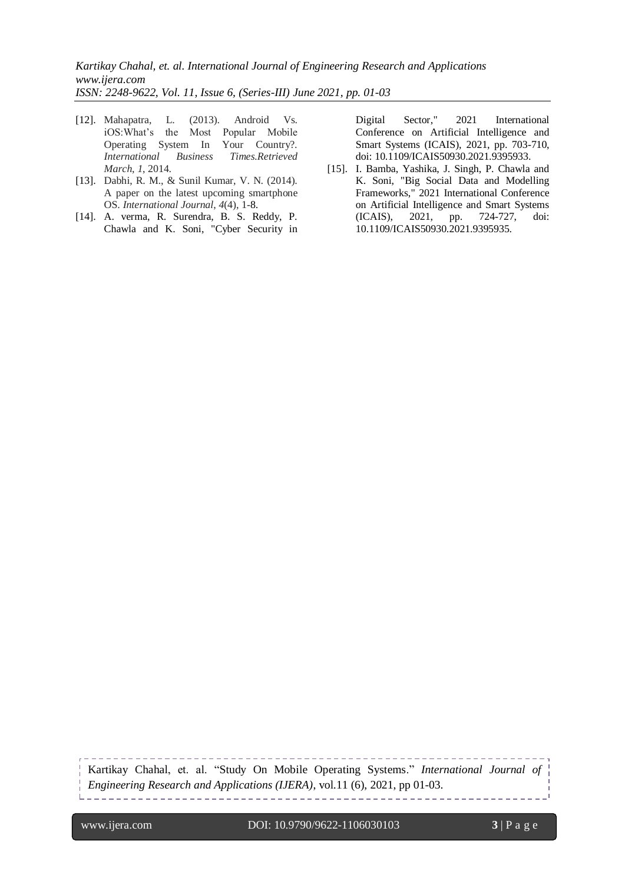[12]. Mahapatra, L. (2013). Android Vs. iOS:What's the Most Popular Mobile Operating System In Your Country?. *International Business Times.Retrieved March*, *1*, 2014.

[13]. Dabhi, R. M., & Sunil Kumar, V. N. (2014). A paper on the latest upcoming smartphone OS. *International Journal*, *4*(4), 1-8.

[14]. A. verma, R. Surendra, B. S. Reddy, P. Chawla and K. Soni, "Cyber Security in Digital Sector," 2021 International Conference on Artificial Intelligence and Smart Systems (ICAIS), 2021, pp. 703-710, doi: 10.1109/ICAIS50930.2021.9395933.

[15]. I. Bamba, Yashika, J. Singh, P. Chawla and K. Soni, "Big Social Data and Modelling Frameworks," 2021 International Conference on Artificial Intelligence and Smart Systems (ICAIS), 2021, pp. 724-727, doi: 10.1109/ICAIS50930.2021.9395935.

Kartikay Chahal, et. al. "Study On Mobile Operating Systems." *International Journal of Engineering Research and Applications (IJERA)*, vol.11 (6), 2021, pp 01-03.